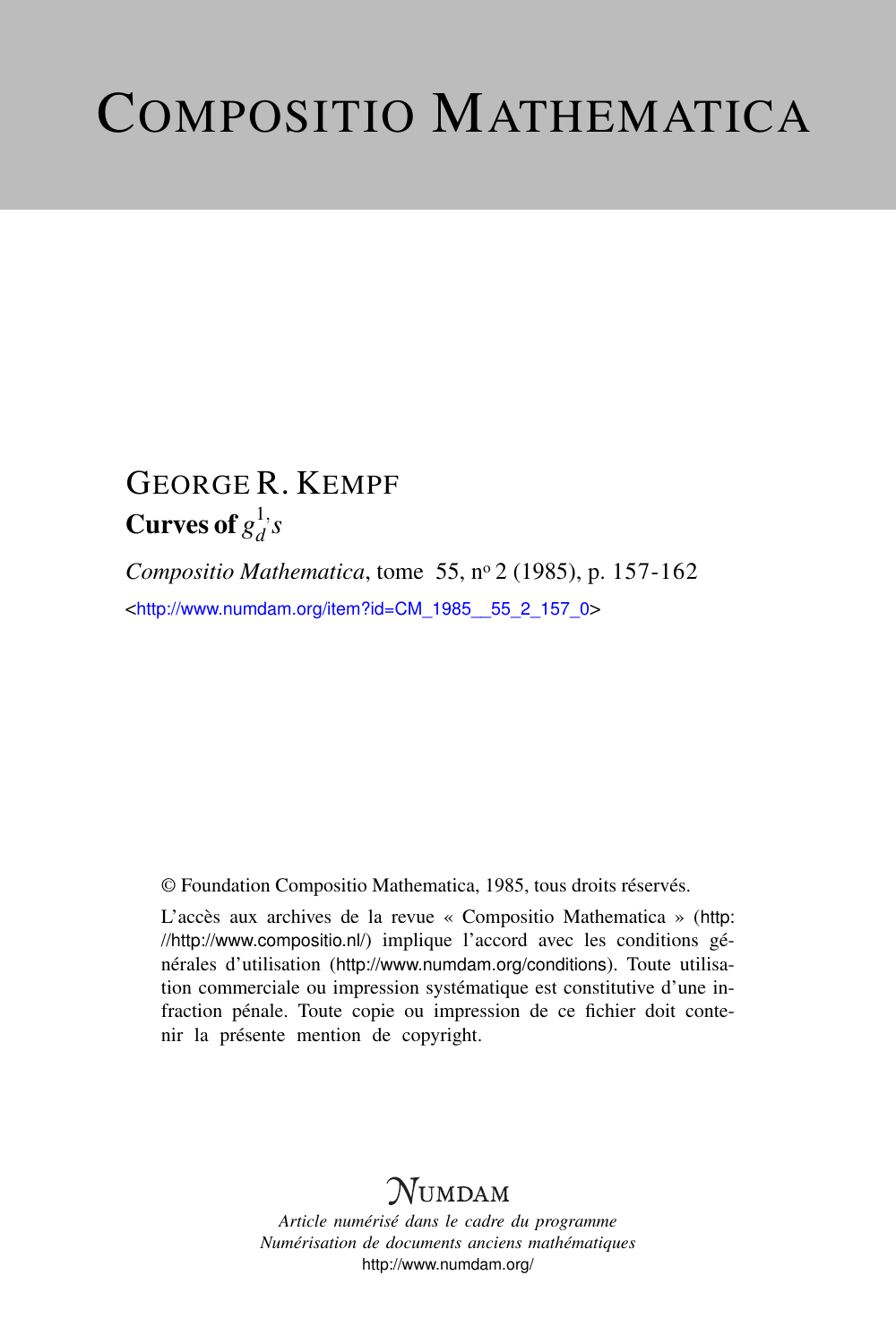# COMPOSITIO MATHEMATICA

GEORGE R. KEMPF

**Curves of $g^1_d$'s**

*Compositio Mathematica*, tome 55, n° 2 (1985), p. 157-162

<http://www.numdam.org/item?id=CM_1985__55_2_157_0>

© Foundation Compositio Mathematica, 1985, tous droits réservés.

L'accès aux archives de la revue « Compositio Mathematica » (http://http://www.compositio.nl/) implique l'accord avec les conditions générales d'utilisation (http://www.numdam.org/conditions). Toute utilisation commerciale ou impression systématique est constitutive d'une infraction pénale. Toute copie ou impression de ce fichier doit contenir la présente mention de copyright.

$\mathcal{N}$UMDAM

*Article numérisé dans le cadre du programme*
*Numérisation de documents anciens mathématiques*
http://www.numdam.org/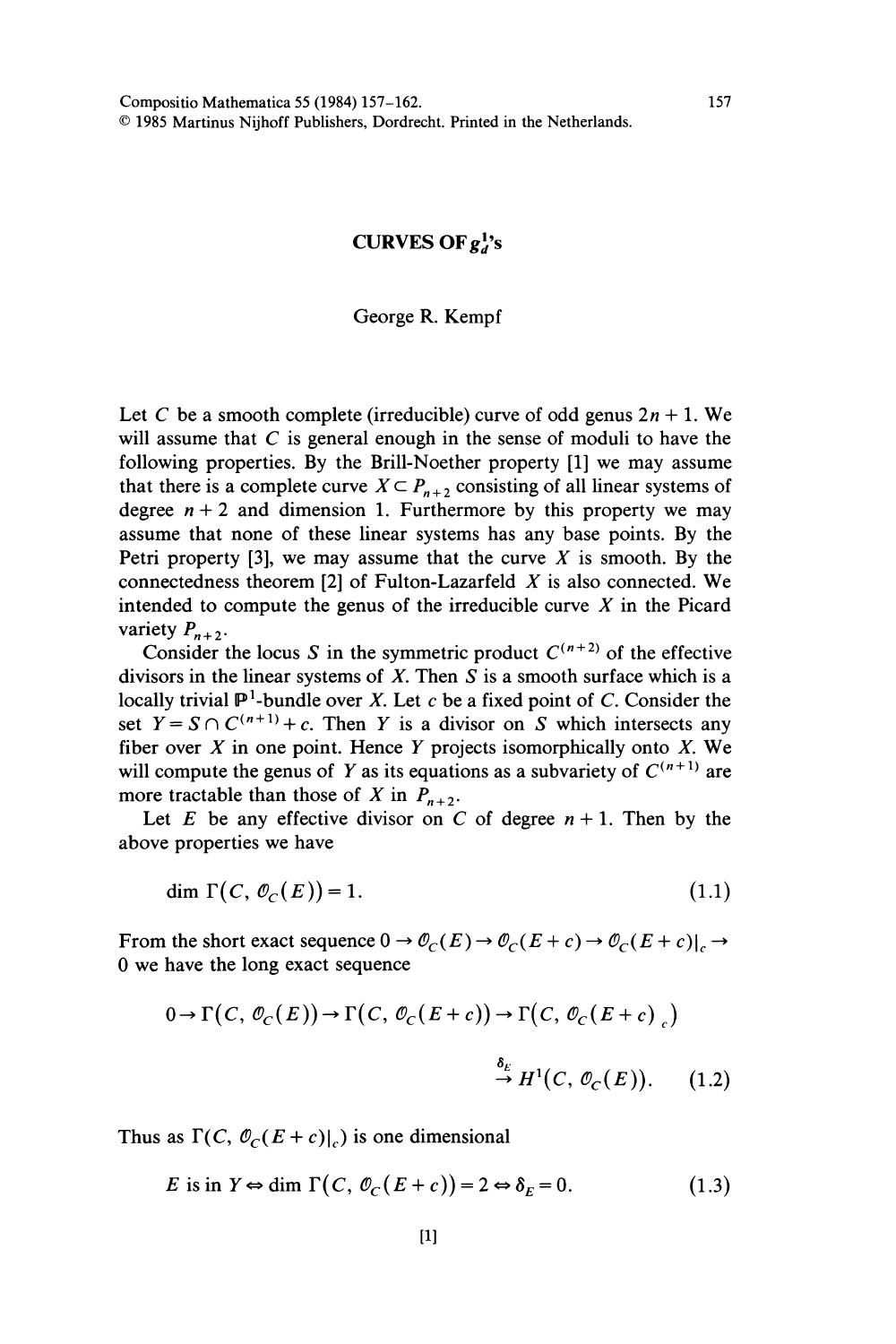# CURVES OF $g_d^1$'s

George R. Kempf

Let $C$ be a smooth complete (irreducible) curve of odd genus $2n+1$. We will assume that $C$ is general enough in the sense of moduli to have the following properties. By the Brill-Noether property [1] we may assume that there is a complete curve $X \subset P_{n+2}$ consisting of all linear systems of degree $n+2$ and dimension 1. Furthermore by this property we may assume that none of these linear systems has any base points. By the Petri property [3], we may assume that the curve $X$ is smooth. By the connectedness theorem [2] of Fulton-Lazarfeld $X$ is also connected. We intended to compute the genus of the irreducible curve $X$ in the Picard variety $P_{n+2}$.

Consider the locus $S$ in the symmetric product $C^{(n+2)}$ of the effective divisors in the linear systems of $X$. Then $S$ is a smooth surface which is a locally trivial $\mathbb{P}^1$-bundle over $X$. Let $c$ be a fixed point of $C$. Consider the set $Y = S \cap C^{(n+1)} + c$. Then $Y$ is a divisor on $S$ which intersects any fiber over $X$ in one point. Hence $Y$ projects isomorphically onto $X$. We will compute the genus of $Y$ as its equations as a subvariety of $C^{(n+1)}$ are more tractable than those of $X$ in $P_{n+2}$.

Let $E$ be any effective divisor on $C$ of degree $n+1$. Then by the above properties we have

$$\dim \Gamma(C, \mathcal{O}_C(E)) = 1. \tag{1.1}$$

From the short exact sequence $0 \to \mathcal{O}_C(E) \to \mathcal{O}_C(E+c) \to \mathcal{O}_C(E+c)|_c \to 0$ we have the long exact sequence

$$0 \to \Gamma(C, \mathcal{O}_C(E)) \to \Gamma(C, \mathcal{O}_C(E+c)) \to \Gamma\big(C, \mathcal{O}_C(E+c)_c\big) \xrightarrow{\delta_E} H^1(C, \mathcal{O}_C(E)). \tag{1.2}$$

Thus as $\Gamma(C, \mathcal{O}_C(E+c)|_c)$ is one dimensional

$$E \text{ is in } Y \Leftrightarrow \dim \Gamma\big(C, \mathcal{O}_C(E+c)\big) = 2 \Leftrightarrow \delta_E = 0. \tag{1.3}$$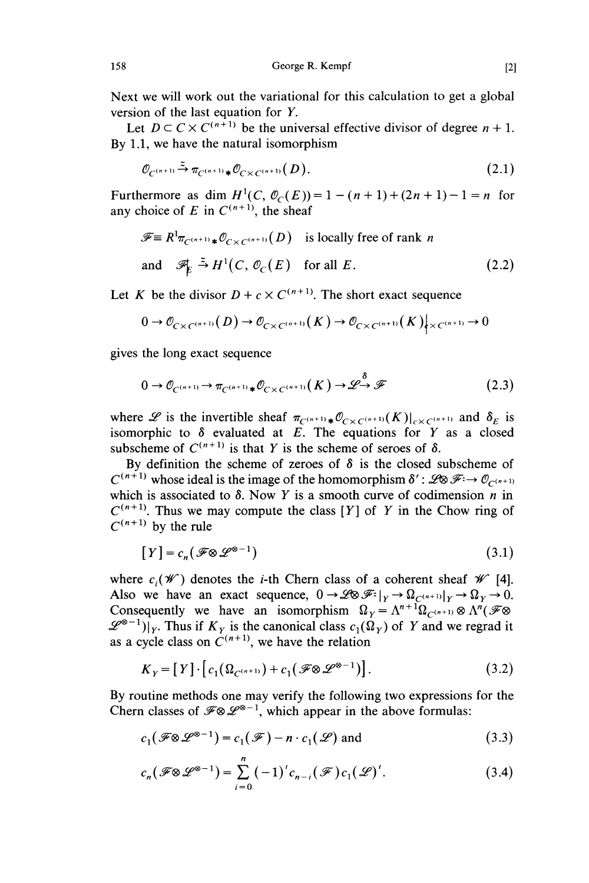Next we will work out the variational for this calculation to get a global version of the last equation for $Y$.

Let $D \subset C \times C^{(n+1)}$ be the universal effective divisor of degree $n+1$. By 1.1, we have the natural isomorphism

$$\mathcal{O}_{C^{(n+1)}} \xrightarrow{\approx} \pi_{C^{(n+1)}*}\mathcal{O}_{C \times C^{(n+1)}}(D). \tag{2.1}$$

Furthermore as $\dim H^1(C, \mathcal{O}_C(E)) = 1 - (n+1) + (2n+1) - 1 = n$ for any choice of $E$ in $C^{(n+1)}$, the sheaf

$$\mathscr{F} \equiv R^1\pi_{C^{(n+1)}*}\mathcal{O}_{C \times C^{(n+1)}}(D) \quad \text{is locally free of rank } n$$

$$\text{and} \quad \mathscr{F}_E \xrightarrow{\approx} H^1(C, \mathcal{O}_C(E) \quad \text{for all } E. \tag{2.2}$$

Let $K$ be the divisor $D + c \times C^{(n+1)}$. The short exact sequence

$$0 \to \mathcal{O}_{C \times C^{(n+1)}}(D) \to \mathcal{O}_{C \times C^{(n+1)}}(K) \to \mathcal{O}_{C \times C^{(n+1)}}(K)\big|_{c \times C^{(n+1)}} \to 0$$

gives the long exact sequence

$$0 \to \mathcal{O}_{C^{(n+1)}} \to \pi_{C^{(n+1)}*}\mathcal{O}_{C \times C^{(n+1)}}(K) \to \mathscr{L} \xrightarrow{\delta} \mathscr{F} \tag{2.3}$$

where $\mathscr{L}$ is the invertible sheaf $\pi_{C^{(n+1)}*}\mathcal{O}_{C \times C^{(n+1)}}(K)|_{c \times C^{(n+1)}}$ and $\delta_E$ is isomorphic to $\delta$ evaluated at $E$. The equations for $Y$ as a closed subscheme of $C^{(n+1)}$ is that $Y$ is the scheme of seroes of $\delta$.

By definition the scheme of zeroes of $\delta$ is the closed subscheme of $C^{(n+1)}$ whose ideal is the image of the homomorphism $\delta' : \mathscr{L} \otimes \mathscr{F}^{\check{}} \to \mathcal{O}_{C^{(n+1)}}$ which is associated to $\delta$. Now $Y$ is a smooth curve of codimension $n$ in $C^{(n+1)}$. Thus we may compute the class $[Y]$ of $Y$ in the Chow ring of $C^{(n+1)}$ by the rule

$$[Y] = c_n(\mathscr{F} \otimes \mathscr{L}^{\otimes -1}) \tag{3.1}$$

where $c_i(\mathscr{W})$ denotes the $i$-th Chern class of a coherent sheaf $\mathscr{W}$ [4]. Also we have an exact sequence, $0 \to \mathscr{L} \otimes \mathscr{F}^{\check{}}|_Y \to \Omega_{C^{(n+1)}}|_Y \to \Omega_Y \to 0$. Consequently we have an isomorphism $\Omega_Y = \Lambda^{n+1}\Omega_{C^{(n+1)}} \otimes \Lambda^n(\mathscr{F} \otimes \mathscr{L}^{\otimes -1})|_Y$. Thus if $K_Y$ is the canonical class $c_1(\Omega_Y)$ of $Y$ and we regrad it as a cycle class on $C^{(n+1)}$, we have the relation

$$K_Y = [Y] \cdot [c_1(\Omega_{C^{(n+1)}}) + c_1(\mathscr{F} \otimes \mathscr{L}^{\otimes -1})]. \tag{3.2}$$

By routine methods one may verify the following two expressions for the Chern classes of $\mathscr{F} \otimes \mathscr{L}^{\otimes -1}$, which appear in the above formulas:

$$c_1(\mathscr{F} \otimes \mathscr{L}^{\otimes -1}) = c_1(\mathscr{F}) - n \cdot c_1(\mathscr{L}) \text{ and} \tag{3.3}$$

$$c_n(\mathscr{F} \otimes \mathscr{L}^{\otimes -1}) = \sum_{i=0}^{n} (-1)^i c_{n-i}(\mathscr{F}) c_1(\mathscr{L})^i. \tag{3.4}$$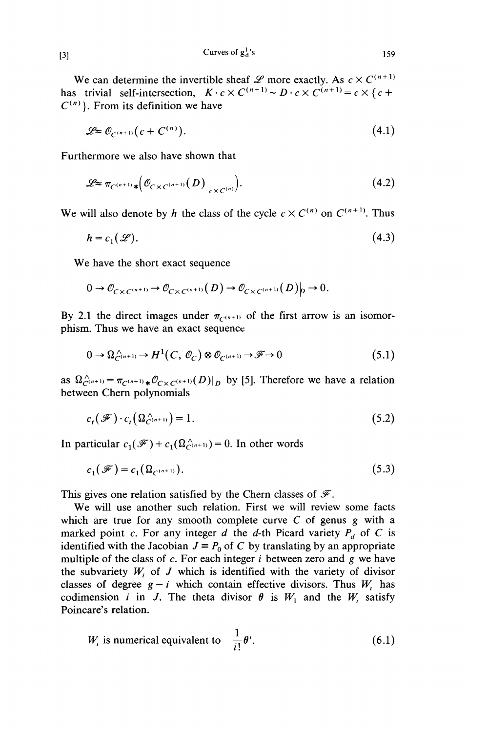We can determine the invertible sheaf $\mathscr{L}$ more exactly. As $c \times C^{(n+1)}$ has trivial self-intersection, $K \cdot c \times C^{(n+1)} \sim D \cdot c \times C^{(n+1)} = c \times \{c + C^{(n)}\}$. From its definition we have

$$\mathscr{L} \approx \mathscr{O}_{C^{(n+1)}}(c + C^{(n)}). \tag{4.1}$$

Furthermore we also have shown that

$$\mathscr{L} \approx \pi_{C^{(n+1)}*}\left(\mathscr{O}_{C \times C^{(n+1)}}(D)\big|_{c \times C^{(n)}}\right). \tag{4.2}$$

We will also denote by $h$ the class of the cycle $c \times C^{(n)}$ on $C^{(n+1)}$. Thus

$$h = c_1(\mathscr{L}). \tag{4.3}$$

We have the short exact sequence

$$0 \to \mathscr{O}_{C \times C^{(n+1)}} \to \mathscr{O}_{C \times C^{(n+1)}}(D) \to \mathscr{O}_{C \times C^{(n+1)}}(D)\big|_D \to 0.$$

By 2.1 the direct images under $\pi_{C^{(n+1)}}$ of the first arrow is an isomorphism. Thus we have an exact sequence

$$0 \to \Omega^{\wedge}_{C^{(n+1)}} \to H^1(C, \mathscr{O}_C) \otimes \mathscr{O}_{C^{(n+1)}} \to \mathscr{F} \to 0 \tag{5.1}$$

as $\Omega^{\wedge}_{C^{(n+1)}} = \pi_{C^{(n+1)}*}\mathscr{O}_{C \times C^{(n+1)}}(D)|_D$ by [5]. Therefore we have a relation between Chern polynomials

$$c_t(\mathscr{F}) \cdot c_t\left(\Omega^{\wedge}_{C^{(n+1)}}\right) = 1. \tag{5.2}$$

In particular $c_1(\mathscr{F}) + c_1(\Omega^{\wedge}_{C^{(n+1)}}) = 0$. In other words

$$c_1(\mathscr{F}) = c_1(\Omega_{C^{(n+1)}}). \tag{5.3}$$

This gives one relation satisfied by the Chern classes of $\mathscr{F}$.

We will use another such relation. First we will review some facts which are true for any smooth complete curve $C$ of genus $g$ with a marked point $c$. For any integer $d$ the $d$-th Picard variety $P_d$ of $C$ is identified with the Jacobian $J \equiv P_0$ of $C$ by translating by an appropriate multiple of the class of $c$. For each integer $i$ between zero and $g$ we have the subvariety $W_i$ of $J$ which is identified with the variety of divisor classes of degree $g - i$ which contain effective divisors. Thus $W_i$ has codimension $i$ in $J$. The theta divisor $\theta$ is $W_1$ and the $W_i$ satisfy Poincare's relation.

$$W_i \text{ is numerical equivalent to } \frac{1}{i!}\theta^i. \tag{6.1}$$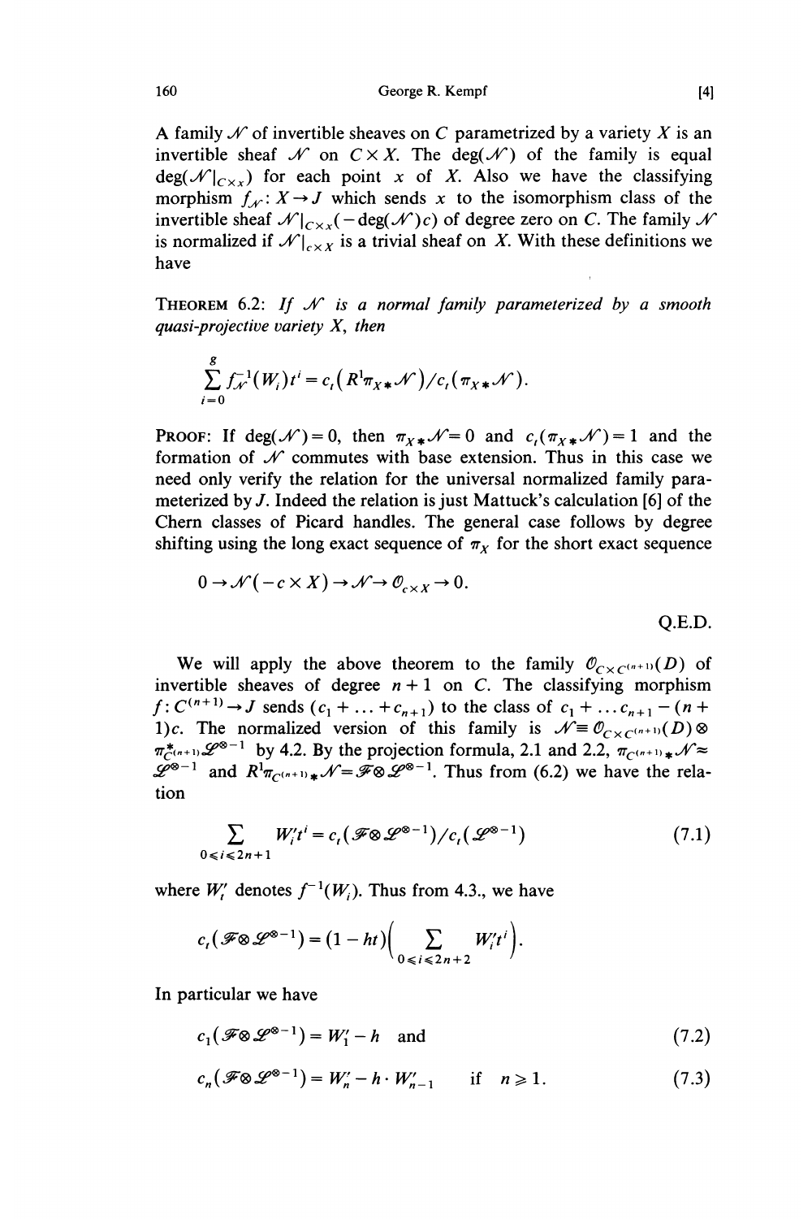A family $\mathcal{N}$ of invertible sheaves on $C$ parametrized by a variety $X$ is an invertible sheaf $\mathcal{N}$ on $C \times X$. The $\deg(\mathcal{N})$ of the family is equal $\deg(\mathcal{N}|_{C \times x})$ for each point $x$ of $X$. Also we have the classifying morphism $f_{\mathcal{N}}: X \to J$ which sends $x$ to the isomorphism class of the invertible sheaf $\mathcal{N}|_{C \times x}(-\deg(\mathcal{N})c)$ of degree zero on $C$. The family $\mathcal{N}$ is normalized if $\mathcal{N}|_{c \times X}$ is a trivial sheaf on $X$. With these definitions we have

THEOREM 6.2: *If $\mathcal{N}$ is a normal family parameterized by a smooth quasi-projective variety $X$, then*

$$\sum_{i=0}^{g} f_{\mathcal{N}}^{-1}(W_i)t^i = c_t\left(R^1\pi_{X*}\mathcal{N}\right)/c_t(\pi_{X*}\mathcal{N}).$$

PROOF: If $\deg(\mathcal{N}) = 0$, then $\pi_{X*}\mathcal{N} = 0$ and $c_t(\pi_{X*}\mathcal{N}) = 1$ and the formation of $\mathcal{N}$ commutes with base extension. Thus in this case we need only verify the relation for the universal normalized family parameterized by $J$. Indeed the relation is just Mattuck's calculation [6] of the Chern classes of Picard handles. The general case follows by degree shifting using the long exact sequence of $\pi_X$ for the short exact sequence

$$0 \to \mathcal{N}(-c \times X) \to \mathcal{N} \to \mathcal{O}_{c \times X} \to 0.$$

Q.E.D.

We will apply the above theorem to the family $\mathcal{O}_{C \times C^{(n+1)}}(D)$ of invertible sheaves of degree $n+1$ on $C$. The classifying morphism $f: C^{(n+1)} \to J$ sends $(c_1 + \ldots + c_{n+1})$ to the class of $c_1 + \ldots c_{n+1} - (n+1)c$. The normalized version of this family is $\mathcal{N} \equiv \mathcal{O}_{C \times C^{(n+1)}}(D) \otimes \pi_{C^{(n+1)}}^{*}\mathcal{L}^{\otimes -1}$ by 4.2. By the projection formula, 2.1 and 2.2, $\pi_{C^{(n+1)}*}\mathcal{N} \approx \mathcal{L}^{\otimes -1}$ and $R^1\pi_{C^{(n+1)}*}\mathcal{N} = \mathcal{F} \otimes \mathcal{L}^{\otimes -1}$. Thus from (6.2) we have the relation

$$\sum_{0 \leqslant i \leqslant 2n+1} W_i' t^i = c_t(\mathcal{F} \otimes \mathcal{L}^{\otimes -1})/c_t(\mathcal{L}^{\otimes -1}) \tag{7.1}$$

where $W_i'$ denotes $f^{-1}(W_i)$. Thus from 4.3., we have

$$c_t(\mathcal{F} \otimes \mathcal{L}^{\otimes -1}) = (1 - ht)\Bigg(\sum_{0 \leqslant i \leqslant 2n+2} W_i' t^i\Bigg).$$

In particular we have

$$c_1(\mathcal{F} \otimes \mathcal{L}^{\otimes -1}) = W_1' - h \quad \text{and} \tag{7.2}$$

$$c_n(\mathcal{F} \otimes \mathcal{L}^{\otimes -1}) = W_n' - h \cdot W_{n-1}' \qquad \text{if} \quad n \geqslant 1. \tag{7.3}$$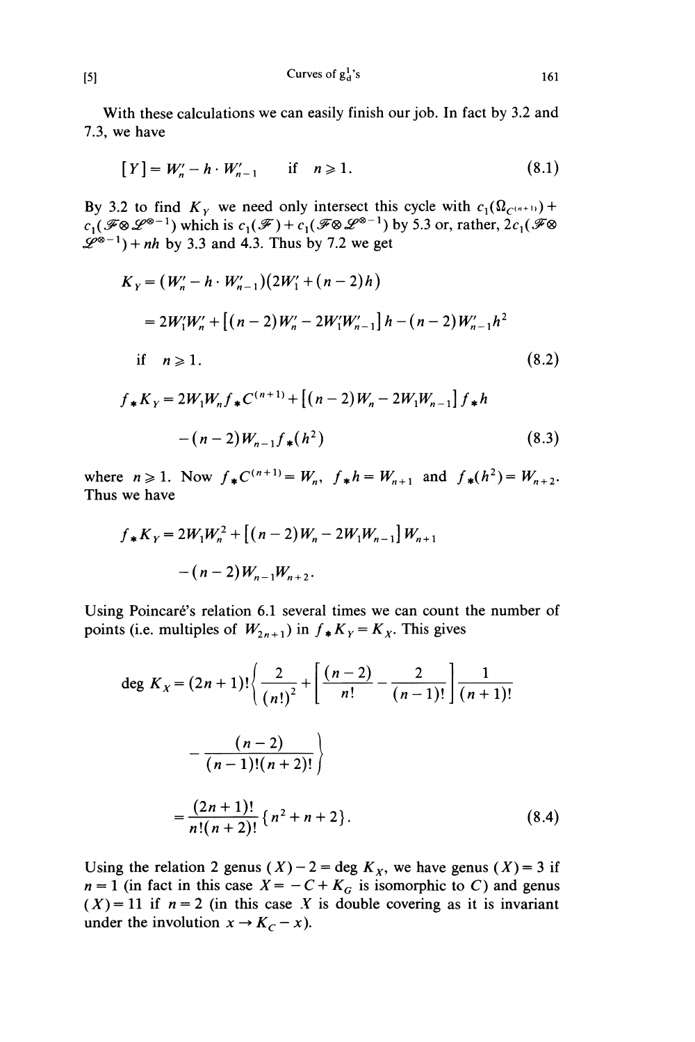With these calculations we can easily finish our job. In fact by 3.2 and 7.3, we have

$$[Y] = W_n' - h \cdot W_{n-1}' \quad \text{if} \quad n \geqslant 1. \tag{8.1}$$

By 3.2 to find $K_Y$ we need only intersect this cycle with $c_1(\Omega_{C^{(n+1)}}) + c_1(\mathscr{F} \otimes \mathscr{L}^{\otimes -1})$ which is $c_1(\mathscr{F}) + c_1(\mathscr{F} \otimes \mathscr{L}^{\otimes -1})$ by 5.3 or, rather, $2c_1(\mathscr{F} \otimes \mathscr{L}^{\otimes -1}) + nh$ by 3.3 and 4.3. Thus by 7.2 we get

$$\begin{aligned} K_Y &= (W_n' - h \cdot W_{n-1}')(2W_1' + (n-2)h) \\ &= 2W_1'W_n' + [(n-2)W_n' - 2W_1'W_{n-1}']h - (n-2)W_{n-1}'h^2 \\ &\quad \text{if} \quad n \geqslant 1. \end{aligned} \tag{8.2}$$

$$\begin{aligned} f_* K_Y &= 2W_1 W_n f_* C^{(n+1)} + [(n-2)W_n - 2W_1 W_{n-1}] f_* h \\ &\quad - (n-2) W_{n-1} f_*(h^2) \end{aligned} \tag{8.3}$$

where $n \geqslant 1$. Now $f_* C^{(n+1)} = W_n$, $f_* h = W_{n+1}$ and $f_*(h^2) = W_{n+2}$. Thus we have

$$\begin{aligned} f_* K_Y &= 2W_1 W_n^2 + [(n-2)W_n - 2W_1 W_{n-1}] W_{n+1} \\ &\quad - (n-2) W_{n-1} W_{n+2}. \end{aligned}$$

Using Poincaré's relation 6.1 several times we can count the number of points (i.e. multiples of $W_{2n+1}$) in $f_* K_Y = K_X$. This gives

$$\begin{aligned} \deg K_X &= (2n+1)! \left\{ \frac{2}{(n!)^2} + \left[ \frac{(n-2)}{n!} - \frac{2}{(n-1)!} \right] \frac{1}{(n+1)!} \right. \\ &\quad \left. - \frac{(n-2)}{(n-1)!(n+2)!} \right\} \\ &= \frac{(2n+1)!}{n!(n+2)!} \{ n^2 + n + 2 \}. \end{aligned} \tag{8.4}$$

Using the relation 2 genus $(X) - 2 = \deg K_X$, we have genus $(X) = 3$ if $n = 1$ (in fact in this case $X = -C + K_G$ is isomorphic to $C$) and genus $(X) = 11$ if $n = 2$ (in this case $X$ is double covering as it is invariant under the involution $x \to K_C - x$).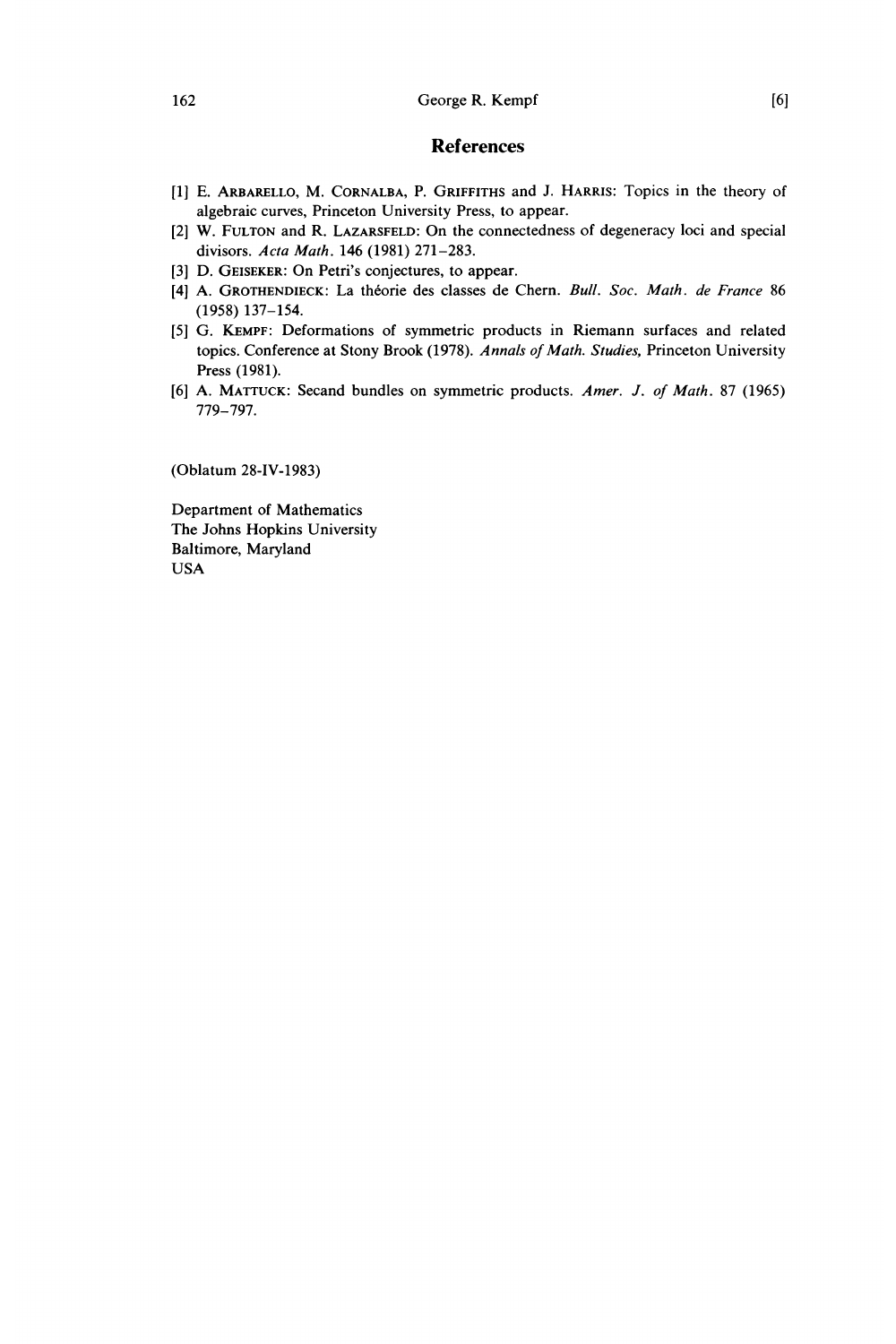## References

[1] E. Arbarello, M. Cornalba, P. Griffiths and J. Harris: Topics in the theory of algebraic curves, Princeton University Press, to appear.

[2] W. Fulton and R. Lazarsfeld: On the connectedness of degeneracy loci and special divisors. *Acta Math.* 146 (1981) 271–283.

[3] D. Geiseker: On Petri's conjectures, to appear.

[4] A. Grothendieck: La théorie des classes de Chern. *Bull. Soc. Math. de France* 86 (1958) 137–154.

[5] G. Kempf: Deformations of symmetric products in Riemann surfaces and related topics. Conference at Stony Brook (1978). *Annals of Math. Studies*, Princeton University Press (1981).

[6] A. Mattuck: Secand bundles on symmetric products. *Amer. J. of Math.* 87 (1965) 779–797.

(Oblatum 28-IV-1983)

Department of Mathematics
The Johns Hopkins University
Baltimore, Maryland
USA